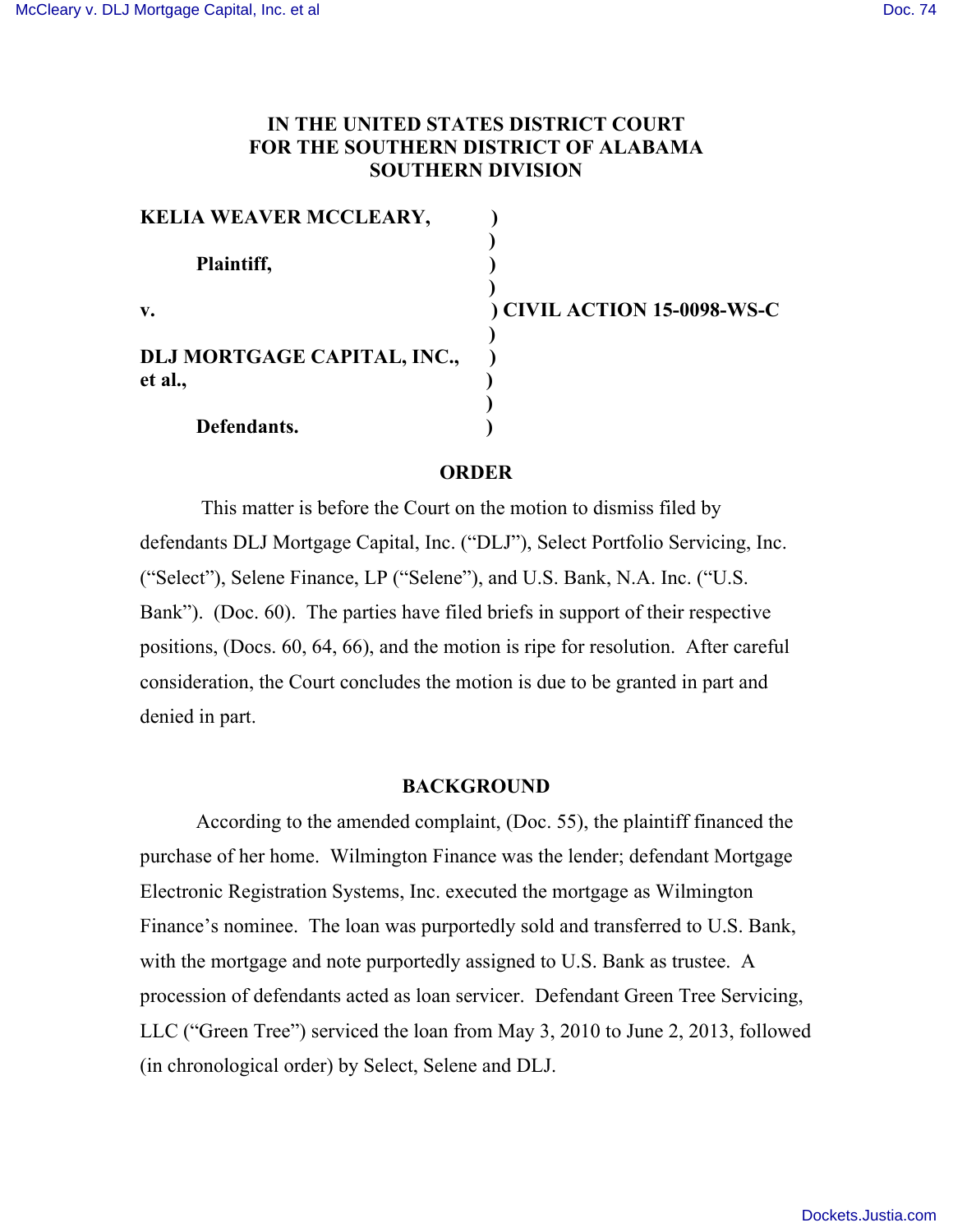**IN THE UNITED STATES DISTRICT COURT FOR THE SOUTHERN DISTRICT OF ALABAMA SOUTHERN DIVISION**

**KELIA WEAVER MCCLEARY,**

**Plaintiff,**

**v.** **CIVIL ACTION 15-0098-WS-C**

**DLJ MORTGAGE CAPITAL, INC., et al.,**

**Defendants.**

## ORDER

This matter is before the Court on the motion to dismiss filed by defendants DLJ Mortgage Capital, Inc. ("DLJ"), Select Portfolio Servicing, Inc. ("Select"), Selene Finance, LP ("Selene"), and U.S. Bank, N.A. Inc. ("U.S. Bank"). (Doc. 60). The parties have filed briefs in support of their respective positions, (Docs. 60, 64, 66), and the motion is ripe for resolution. After careful consideration, the Court concludes the motion is due to be granted in part and denied in part.

## BACKGROUND

According to the amended complaint, (Doc. 55), the plaintiff financed the purchase of her home. Wilmington Finance was the lender; defendant Mortgage Electronic Registration Systems, Inc. executed the mortgage as Wilmington Finance's nominee. The loan was purportedly sold and transferred to U.S. Bank, with the mortgage and note purportedly assigned to U.S. Bank as trustee. A procession of defendants acted as loan servicer. Defendant Green Tree Servicing, LLC ("Green Tree") serviced the loan from May 3, 2010 to June 2, 2013, followed (in chronological order) by Select, Selene and DLJ.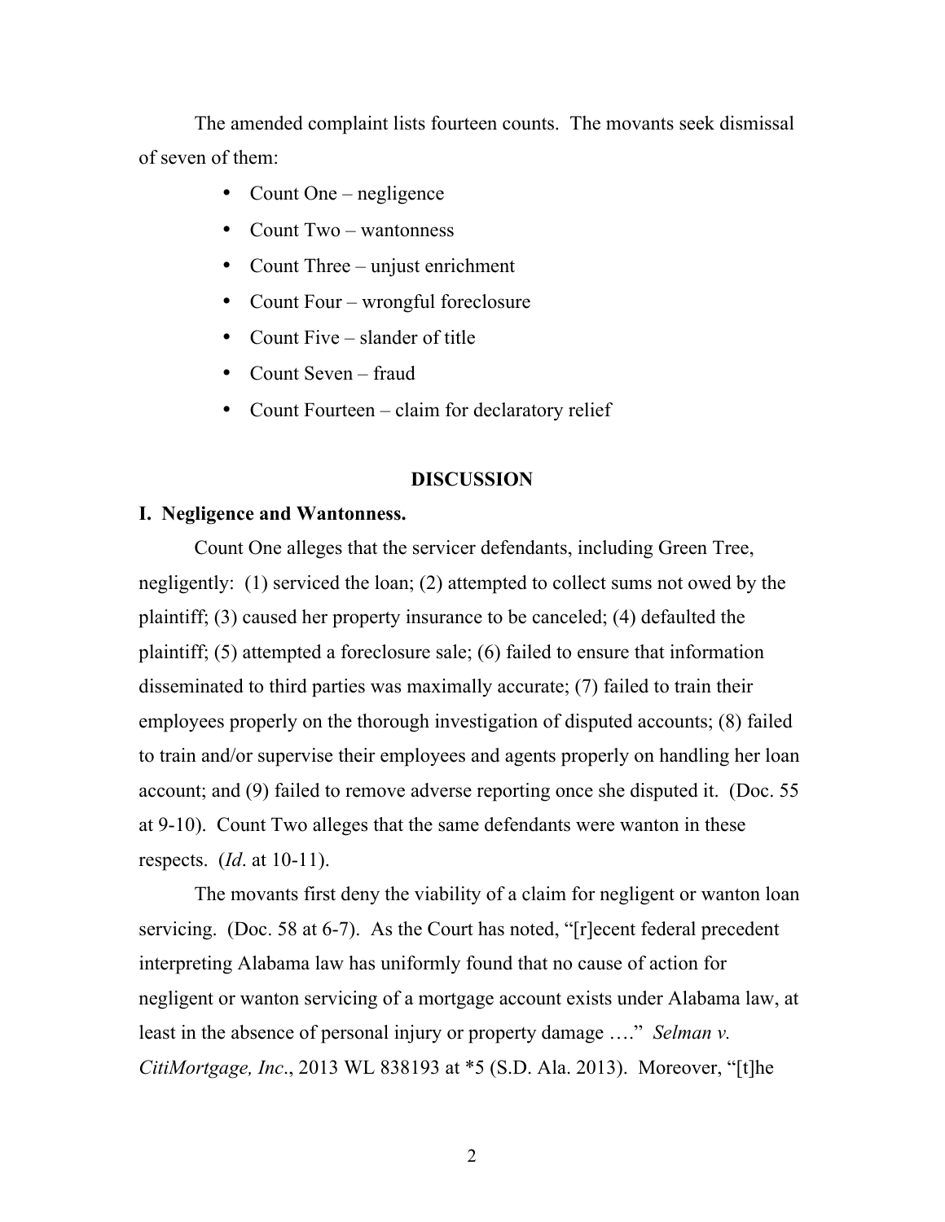The amended complaint lists fourteen counts. The movants seek dismissal of seven of them:

- Count One – negligence
- Count Two – wantonness
- Count Three – unjust enrichment
- Count Four – wrongful foreclosure
- Count Five – slander of title
- Count Seven – fraud
- Count Fourteen – claim for declaratory relief

**DISCUSSION**

**I. Negligence and Wantonness.**

Count One alleges that the servicer defendants, including Green Tree, negligently: (1) serviced the loan; (2) attempted to collect sums not owed by the plaintiff; (3) caused her property insurance to be canceled; (4) defaulted the plaintiff; (5) attempted a foreclosure sale; (6) failed to ensure that information disseminated to third parties was maximally accurate; (7) failed to train their employees properly on the thorough investigation of disputed accounts; (8) failed to train and/or supervise their employees and agents properly on handling her loan account; and (9) failed to remove adverse reporting once she disputed it. (Doc. 55 at 9-10). Count Two alleges that the same defendants were wanton in these respects. (*Id*. at 10-11).

The movants first deny the viability of a claim for negligent or wanton loan servicing. (Doc. 58 at 6-7). As the Court has noted, "[r]ecent federal precedent interpreting Alabama law has uniformly found that no cause of action for negligent or wanton servicing of a mortgage account exists under Alabama law, at least in the absence of personal injury or property damage …." *Selman v. CitiMortgage, Inc*., 2013 WL 838193 at *5 (S.D. Ala. 2013). Moreover, "[t]he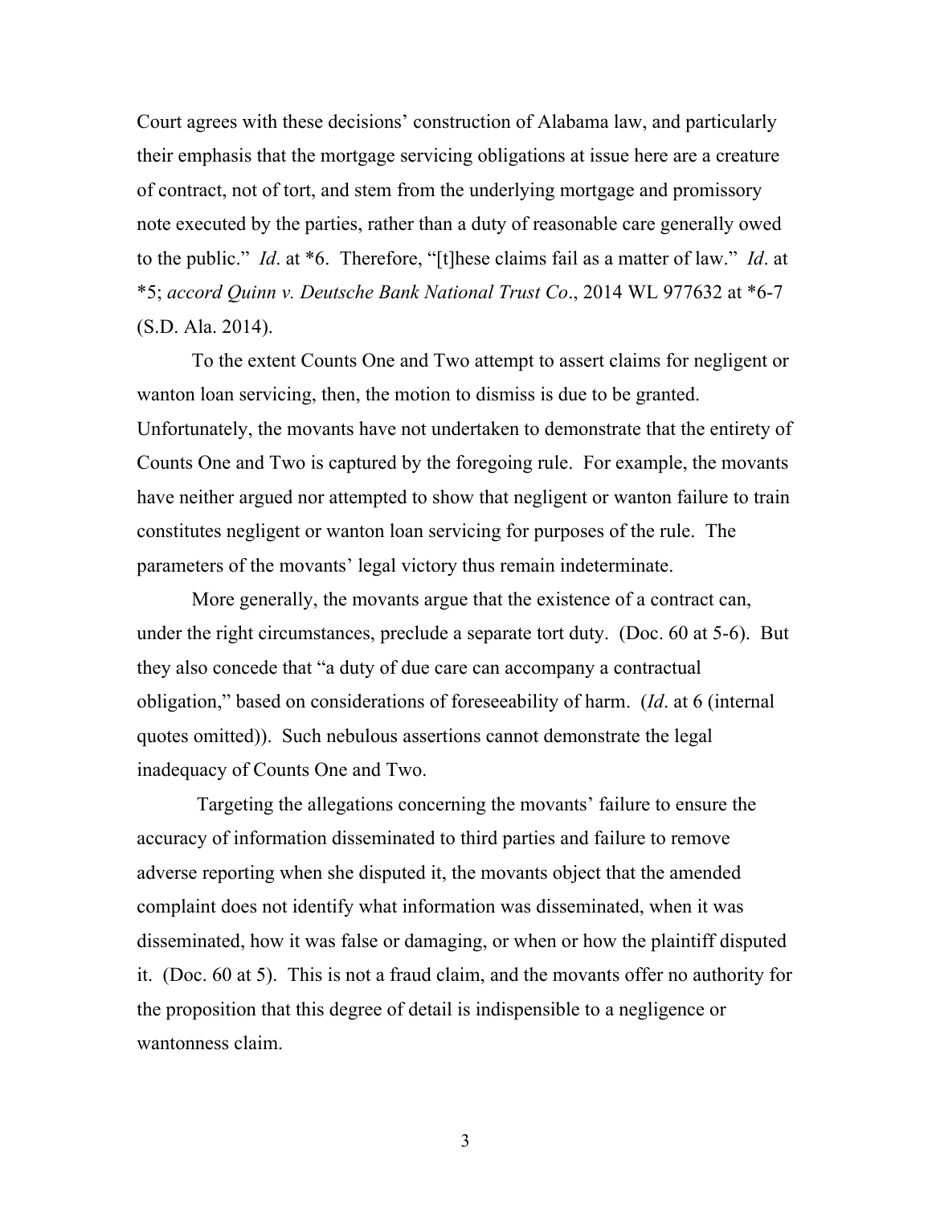Court agrees with these decisions' construction of Alabama law, and particularly their emphasis that the mortgage servicing obligations at issue here are a creature of contract, not of tort, and stem from the underlying mortgage and promissory note executed by the parties, rather than a duty of reasonable care generally owed to the public." *Id*. at *6. Therefore, "[t]hese claims fail as a matter of law." *Id*. at *5; *accord Quinn v. Deutsche Bank National Trust Co*., 2014 WL 977632 at *6-7 (S.D. Ala. 2014).

To the extent Counts One and Two attempt to assert claims for negligent or wanton loan servicing, then, the motion to dismiss is due to be granted. Unfortunately, the movants have not undertaken to demonstrate that the entirety of Counts One and Two is captured by the foregoing rule. For example, the movants have neither argued nor attempted to show that negligent or wanton failure to train constitutes negligent or wanton loan servicing for purposes of the rule. The parameters of the movants' legal victory thus remain indeterminate.

More generally, the movants argue that the existence of a contract can, under the right circumstances, preclude a separate tort duty. (Doc. 60 at 5-6). But they also concede that "a duty of due care can accompany a contractual obligation," based on considerations of foreseeability of harm. (*Id*. at 6 (internal quotes omitted)). Such nebulous assertions cannot demonstrate the legal inadequacy of Counts One and Two.

Targeting the allegations concerning the movants' failure to ensure the accuracy of information disseminated to third parties and failure to remove adverse reporting when she disputed it, the movants object that the amended complaint does not identify what information was disseminated, when it was disseminated, how it was false or damaging, or when or how the plaintiff disputed it. (Doc. 60 at 5). This is not a fraud claim, and the movants offer no authority for the proposition that this degree of detail is indispensible to a negligence or wantonness claim.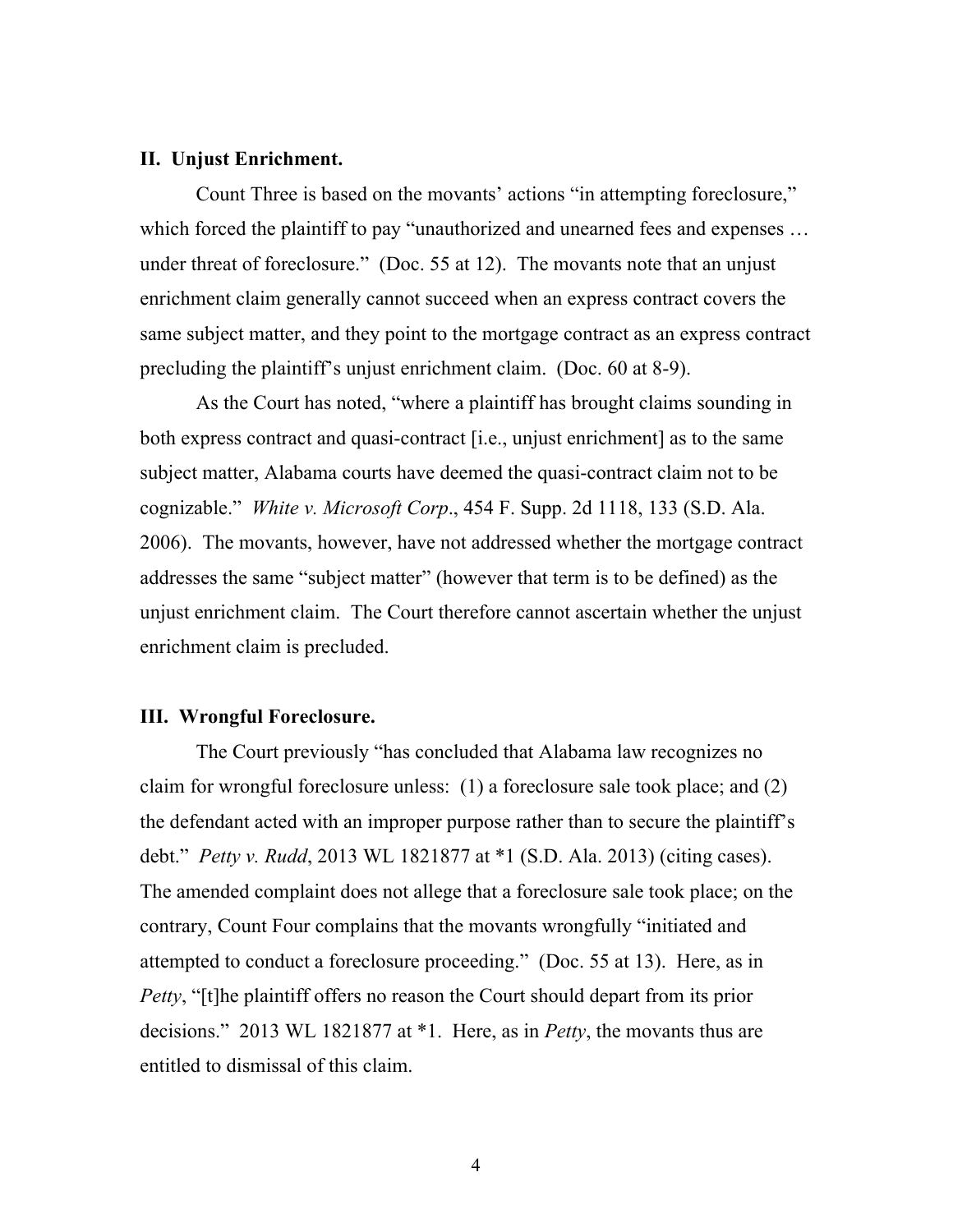## II. Unjust Enrichment.

Count Three is based on the movants' actions "in attempting foreclosure," which forced the plaintiff to pay "unauthorized and unearned fees and expenses … under threat of foreclosure." (Doc. 55 at 12). The movants note that an unjust enrichment claim generally cannot succeed when an express contract covers the same subject matter, and they point to the mortgage contract as an express contract precluding the plaintiff's unjust enrichment claim. (Doc. 60 at 8-9).

As the Court has noted, "where a plaintiff has brought claims sounding in both express contract and quasi-contract [i.e., unjust enrichment] as to the same subject matter, Alabama courts have deemed the quasi-contract claim not to be cognizable." *White v. Microsoft Corp*., 454 F. Supp. 2d 1118, 133 (S.D. Ala. 2006). The movants, however, have not addressed whether the mortgage contract addresses the same "subject matter" (however that term is to be defined) as the unjust enrichment claim. The Court therefore cannot ascertain whether the unjust enrichment claim is precluded.

## III. Wrongful Foreclosure.

The Court previously "has concluded that Alabama law recognizes no claim for wrongful foreclosure unless: (1) a foreclosure sale took place; and (2) the defendant acted with an improper purpose rather than to secure the plaintiff's debt." *Petty v. Rudd*, 2013 WL 1821877 at *1 (S.D. Ala. 2013) (citing cases). The amended complaint does not allege that a foreclosure sale took place; on the contrary, Count Four complains that the movants wrongfully "initiated and attempted to conduct a foreclosure proceeding." (Doc. 55 at 13). Here, as in *Petty*, "[t]he plaintiff offers no reason the Court should depart from its prior decisions." 2013 WL 1821877 at *1. Here, as in *Petty*, the movants thus are entitled to dismissal of this claim.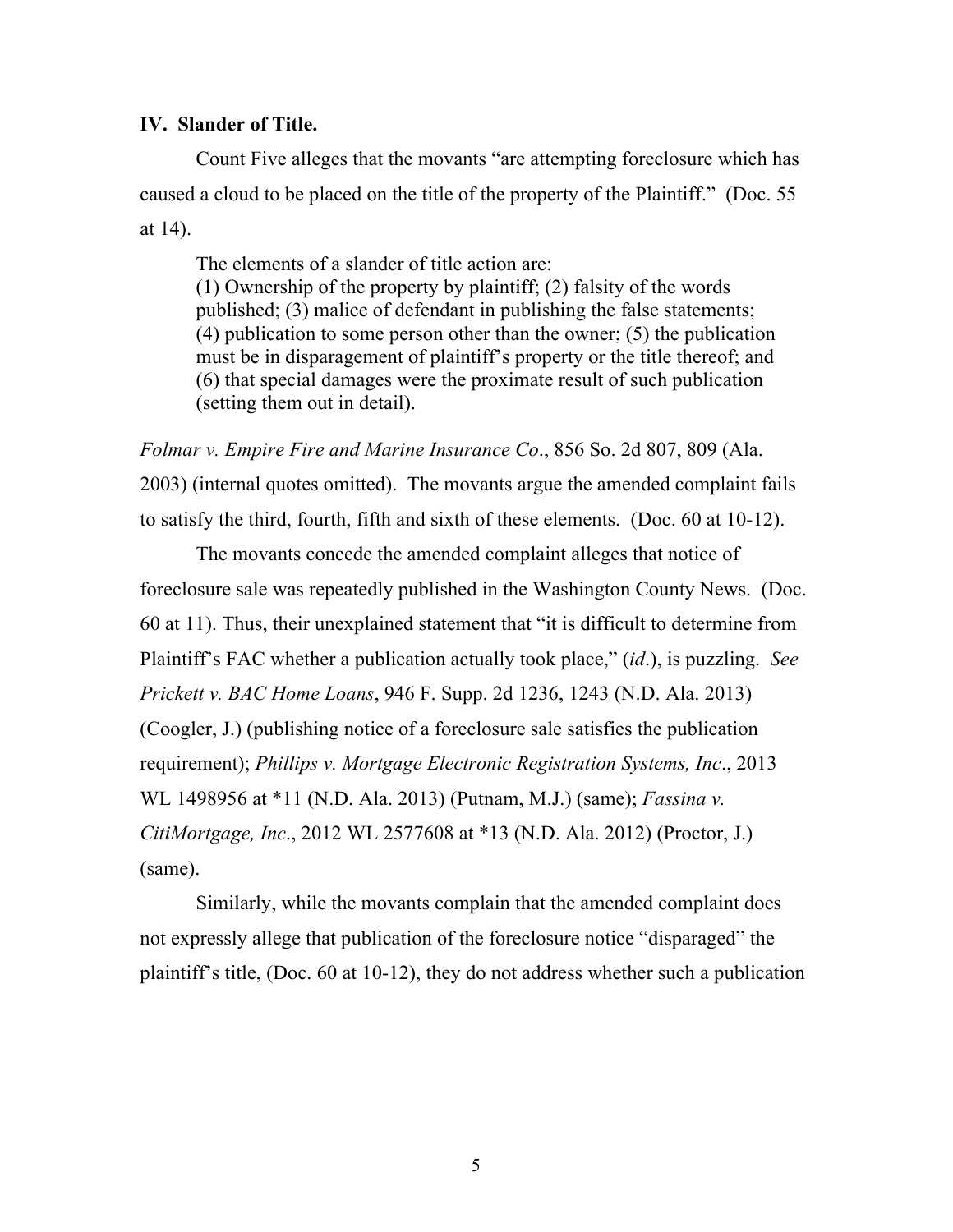**IV. Slander of Title.**

Count Five alleges that the movants "are attempting foreclosure which has caused a cloud to be placed on the title of the property of the Plaintiff." (Doc. 55 at 14).

> The elements of a slander of title action are:
> (1) Ownership of the property by plaintiff; (2) falsity of the words published; (3) malice of defendant in publishing the false statements; (4) publication to some person other than the owner; (5) the publication must be in disparagement of plaintiff's property or the title thereof; and (6) that special damages were the proximate result of such publication (setting them out in detail).

*Folmar v. Empire Fire and Marine Insurance Co*., 856 So. 2d 807, 809 (Ala. 2003) (internal quotes omitted). The movants argue the amended complaint fails to satisfy the third, fourth, fifth and sixth of these elements. (Doc. 60 at 10-12).

The movants concede the amended complaint alleges that notice of foreclosure sale was repeatedly published in the Washington County News. (Doc. 60 at 11). Thus, their unexplained statement that "it is difficult to determine from Plaintiff's FAC whether a publication actually took place," (*id*.), is puzzling. *See Prickett v. BAC Home Loans*, 946 F. Supp. 2d 1236, 1243 (N.D. Ala. 2013) (Coogler, J.) (publishing notice of a foreclosure sale satisfies the publication requirement); *Phillips v. Mortgage Electronic Registration Systems, Inc*., 2013 WL 1498956 at *11 (N.D. Ala. 2013) (Putnam, M.J.) (same); *Fassina v. CitiMortgage, Inc*., 2012 WL 2577608 at *13 (N.D. Ala. 2012) (Proctor, J.) (same).

Similarly, while the movants complain that the amended complaint does not expressly allege that publication of the foreclosure notice "disparaged" the plaintiff's title, (Doc. 60 at 10-12), they do not address whether such a publication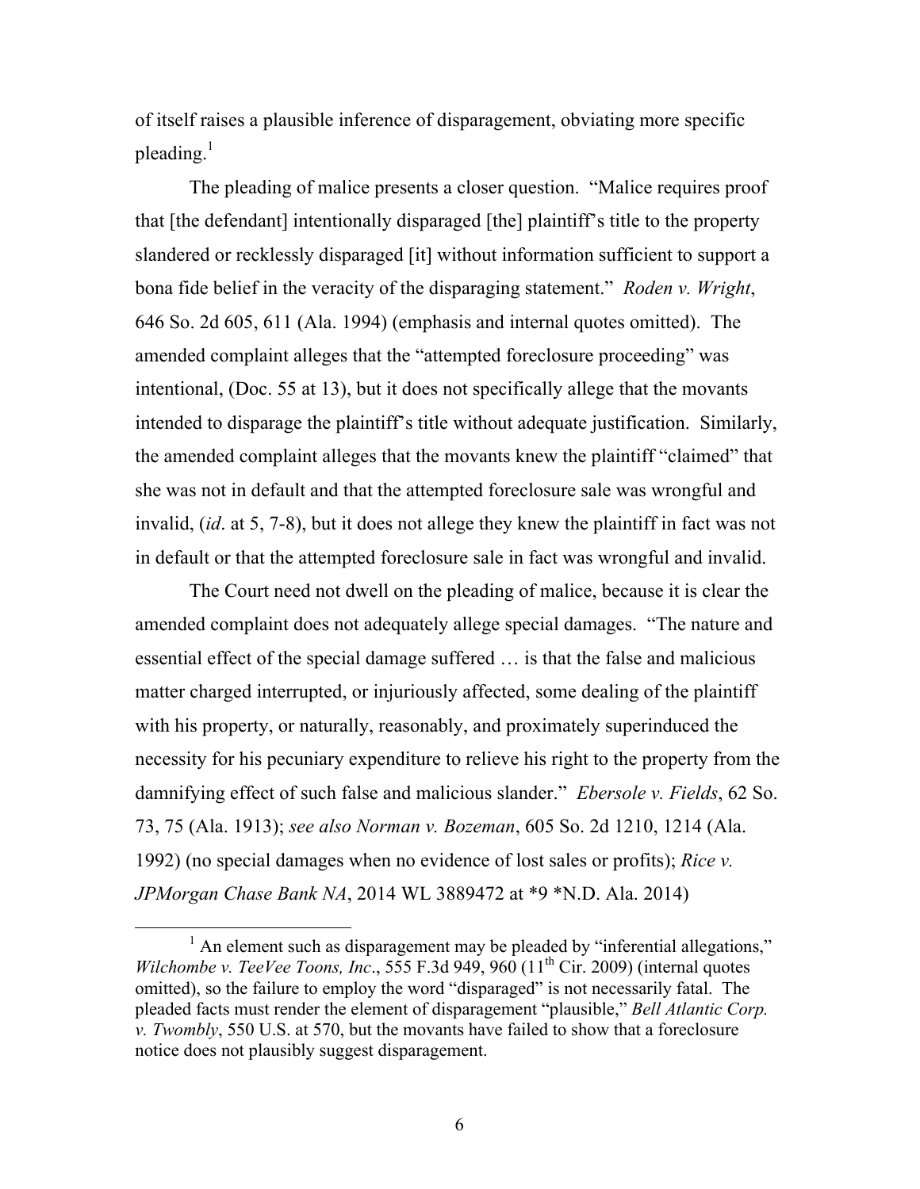of itself raises a plausible inference of disparagement, obviating more specific pleading.[1]

The pleading of malice presents a closer question. "Malice requires proof that [the defendant] intentionally disparaged [the] plaintiff's title to the property slandered or recklessly disparaged [it] without information sufficient to support a bona fide belief in the veracity of the disparaging statement." *Roden v. Wright*, 646 So. 2d 605, 611 (Ala. 1994) (emphasis and internal quotes omitted). The amended complaint alleges that the "attempted foreclosure proceeding" was intentional, (Doc. 55 at 13), but it does not specifically allege that the movants intended to disparage the plaintiff's title without adequate justification. Similarly, the amended complaint alleges that the movants knew the plaintiff "claimed" that she was not in default and that the attempted foreclosure sale was wrongful and invalid, (*id*. at 5, 7-8), but it does not allege they knew the plaintiff in fact was not in default or that the attempted foreclosure sale in fact was wrongful and invalid.

The Court need not dwell on the pleading of malice, because it is clear the amended complaint does not adequately allege special damages. "The nature and essential effect of the special damage suffered … is that the false and malicious matter charged interrupted, or injuriously affected, some dealing of the plaintiff with his property, or naturally, reasonably, and proximately superinduced the necessity for his pecuniary expenditure to relieve his right to the property from the damnifying effect of such false and malicious slander." *Ebersole v. Fields*, 62 So. 73, 75 (Ala. 1913); *see also Norman v. Bozeman*, 605 So. 2d 1210, 1214 (Ala. 1992) (no special damages when no evidence of lost sales or profits); *Rice v. JPMorgan Chase Bank NA*, 2014 WL 3889472 at *9 *N.D. Ala. 2014)

---

[1] An element such as disparagement may be pleaded by "inferential allegations," *Wilchombe v. TeeVee Toons, Inc*., 555 F.3d 949, 960 (11th Cir. 2009) (internal quotes omitted), so the failure to employ the word "disparaged" is not necessarily fatal. The pleaded facts must render the element of disparagement "plausible," *Bell Atlantic Corp. v. Twombly*, 550 U.S. at 570, but the movants have failed to show that a foreclosure notice does not plausibly suggest disparagement.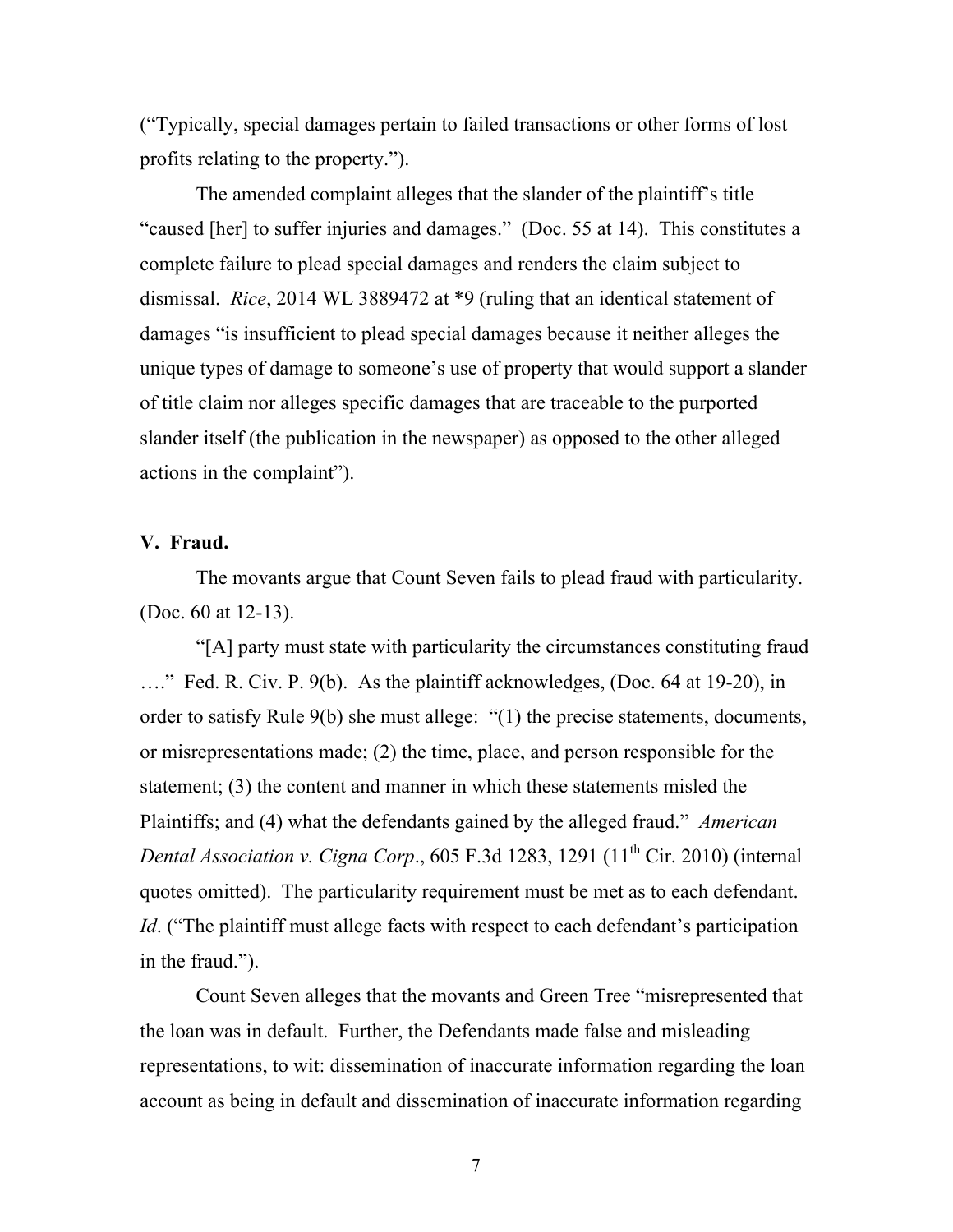("Typically, special damages pertain to failed transactions or other forms of lost profits relating to the property.").

The amended complaint alleges that the slander of the plaintiff's title "caused [her] to suffer injuries and damages." (Doc. 55 at 14). This constitutes a complete failure to plead special damages and renders the claim subject to dismissal. *Rice*, 2014 WL 3889472 at *9 (ruling that an identical statement of damages "is insufficient to plead special damages because it neither alleges the unique types of damage to someone's use of property that would support a slander of title claim nor alleges specific damages that are traceable to the purported slander itself (the publication in the newspaper) as opposed to the other alleged actions in the complaint").

**V. Fraud.**

The movants argue that Count Seven fails to plead fraud with particularity. (Doc. 60 at 12-13).

"[A] party must state with particularity the circumstances constituting fraud …." Fed. R. Civ. P. 9(b). As the plaintiff acknowledges, (Doc. 64 at 19-20), in order to satisfy Rule 9(b) she must allege: "(1) the precise statements, documents, or misrepresentations made; (2) the time, place, and person responsible for the statement; (3) the content and manner in which these statements misled the Plaintiffs; and (4) what the defendants gained by the alleged fraud." *American Dental Association v. Cigna Corp*., 605 F.3d 1283, 1291 (11th Cir. 2010) (internal quotes omitted). The particularity requirement must be met as to each defendant. *Id*. ("The plaintiff must allege facts with respect to each defendant's participation in the fraud.").

Count Seven alleges that the movants and Green Tree "misrepresented that the loan was in default. Further, the Defendants made false and misleading representations, to wit: dissemination of inaccurate information regarding the loan account as being in default and dissemination of inaccurate information regarding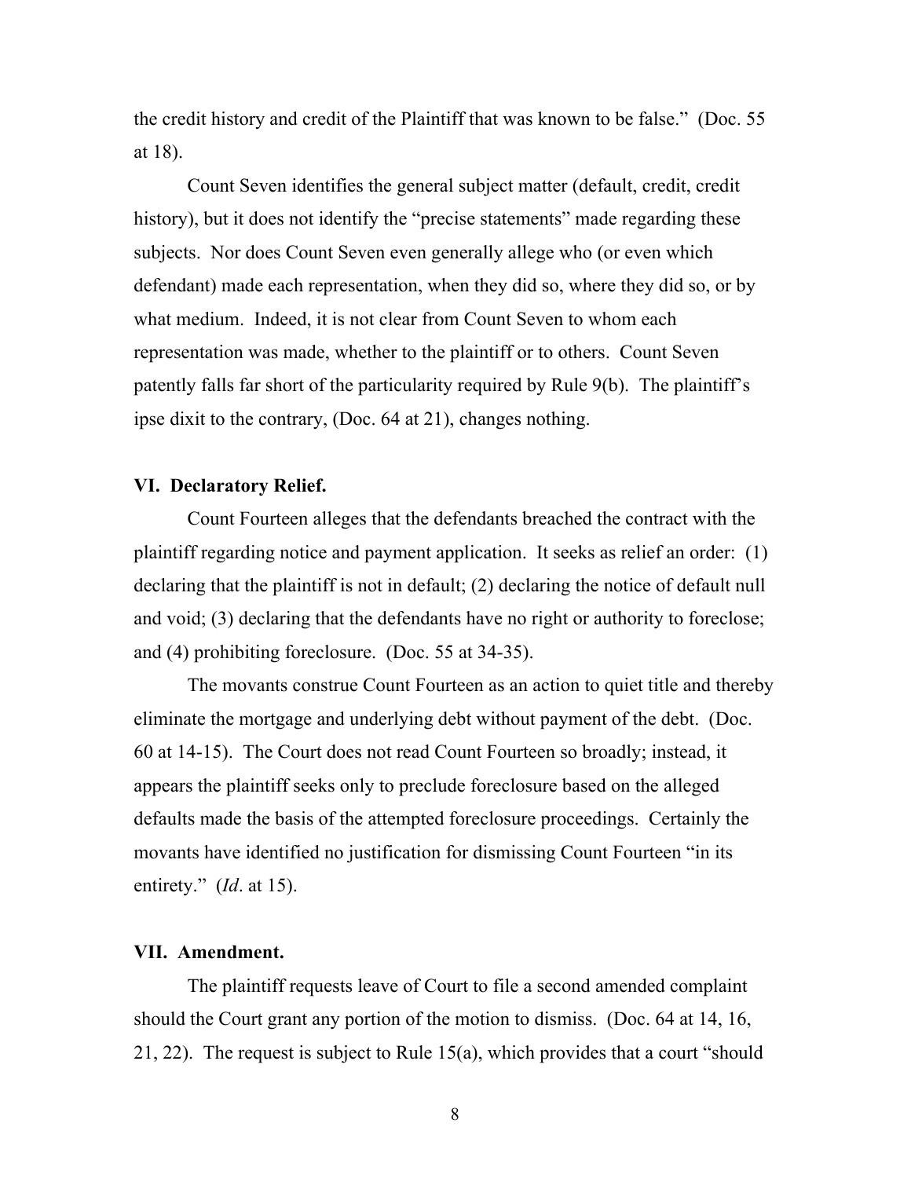the credit history and credit of the Plaintiff that was known to be false." (Doc. 55 at 18).

Count Seven identifies the general subject matter (default, credit, credit history), but it does not identify the "precise statements" made regarding these subjects. Nor does Count Seven even generally allege who (or even which defendant) made each representation, when they did so, where they did so, or by what medium. Indeed, it is not clear from Count Seven to whom each representation was made, whether to the plaintiff or to others. Count Seven patently falls far short of the particularity required by Rule 9(b). The plaintiff's ipse dixit to the contrary, (Doc. 64 at 21), changes nothing.

**VI. Declaratory Relief.**

Count Fourteen alleges that the defendants breached the contract with the plaintiff regarding notice and payment application. It seeks as relief an order: (1) declaring that the plaintiff is not in default; (2) declaring the notice of default null and void; (3) declaring that the defendants have no right or authority to foreclose; and (4) prohibiting foreclosure. (Doc. 55 at 34-35).

The movants construe Count Fourteen as an action to quiet title and thereby eliminate the mortgage and underlying debt without payment of the debt. (Doc. 60 at 14-15). The Court does not read Count Fourteen so broadly; instead, it appears the plaintiff seeks only to preclude foreclosure based on the alleged defaults made the basis of the attempted foreclosure proceedings. Certainly the movants have identified no justification for dismissing Count Fourteen "in its entirety." (*Id*. at 15).

**VII. Amendment.**

The plaintiff requests leave of Court to file a second amended complaint should the Court grant any portion of the motion to dismiss. (Doc. 64 at 14, 16, 21, 22). The request is subject to Rule 15(a), which provides that a court "should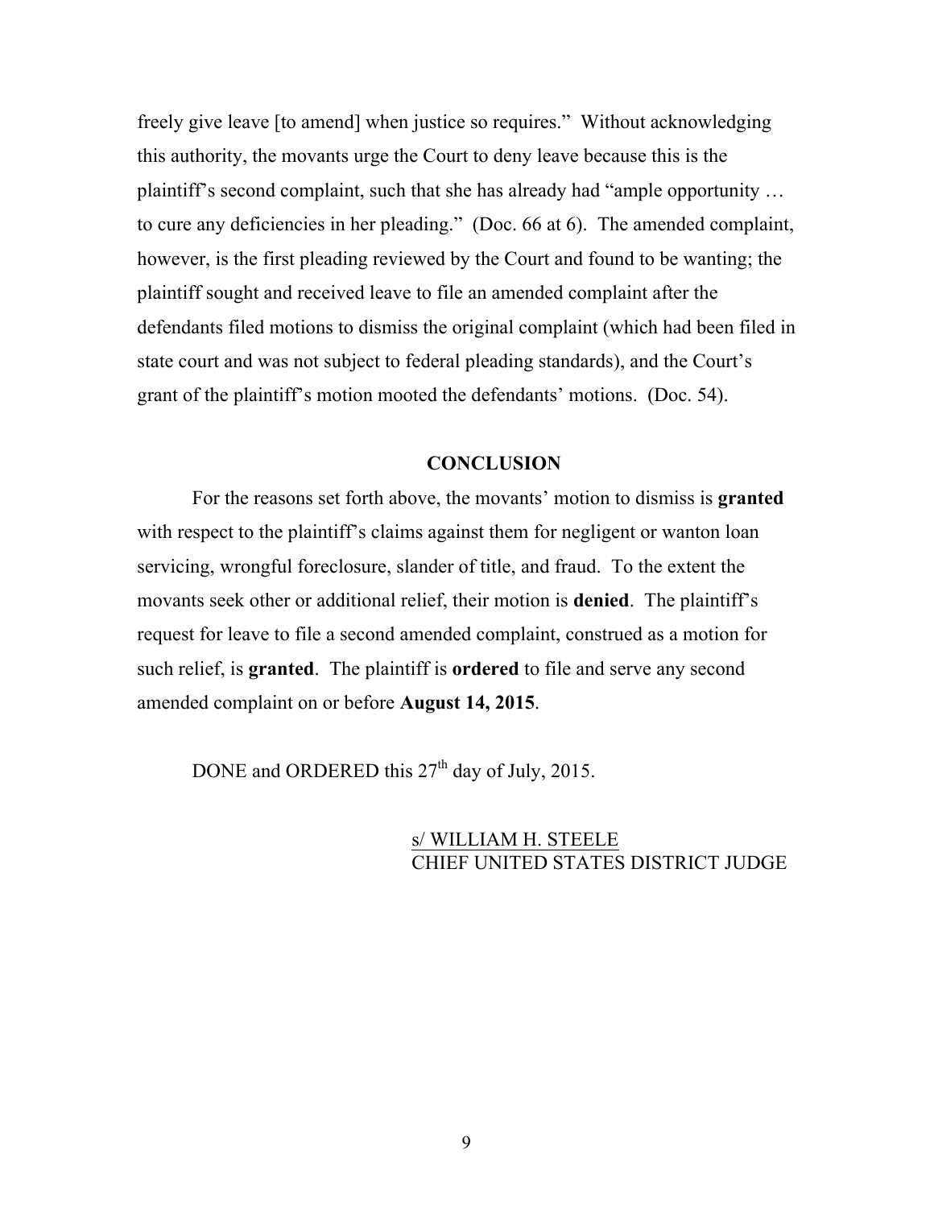freely give leave [to amend] when justice so requires." Without acknowledging this authority, the movants urge the Court to deny leave because this is the plaintiff's second complaint, such that she has already had "ample opportunity … to cure any deficiencies in her pleading." (Doc. 66 at 6). The amended complaint, however, is the first pleading reviewed by the Court and found to be wanting; the plaintiff sought and received leave to file an amended complaint after the defendants filed motions to dismiss the original complaint (which had been filed in state court and was not subject to federal pleading standards), and the Court's grant of the plaintiff's motion mooted the defendants' motions. (Doc. 54).

## CONCLUSION

For the reasons set forth above, the movants' motion to dismiss is **granted** with respect to the plaintiff's claims against them for negligent or wanton loan servicing, wrongful foreclosure, slander of title, and fraud. To the extent the movants seek other or additional relief, their motion is **denied**. The plaintiff's request for leave to file a second amended complaint, construed as a motion for such relief, is **granted**. The plaintiff is **ordered** to file and serve any second amended complaint on or before **August 14, 2015**.

DONE and ORDERED this 27th day of July, 2015.

s/ WILLIAM H. STEELE
CHIEF UNITED STATES DISTRICT JUDGE